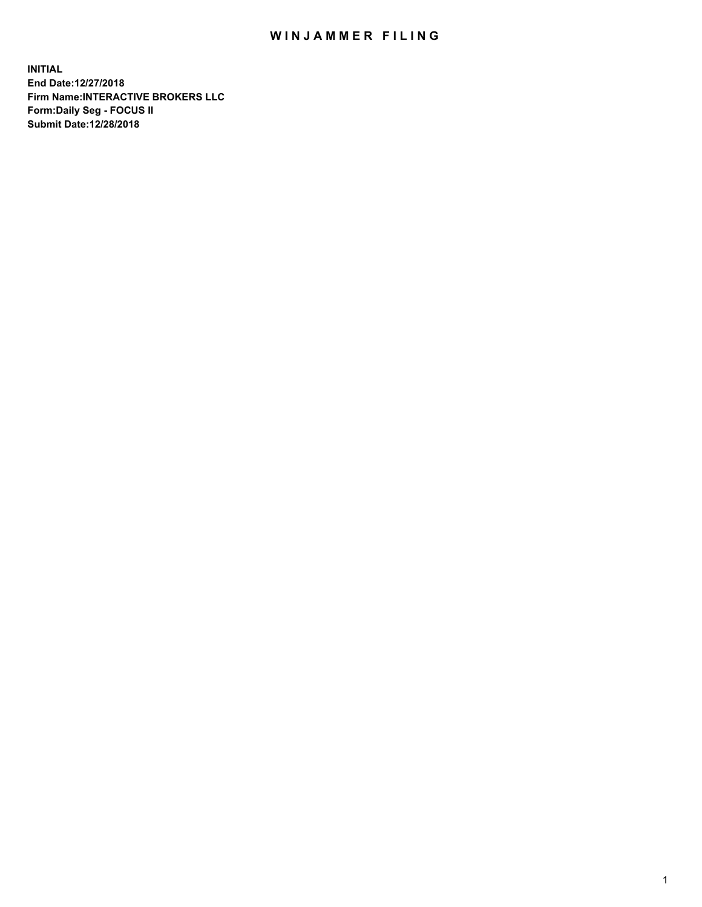# WINJAMMER FILING

**INITIAL**
**End Date:12/27/2018**
**Firm Name:INTERACTIVE BROKERS LLC**
**Form:Daily Seg - FOCUS II**
**Submit Date:12/28/2018**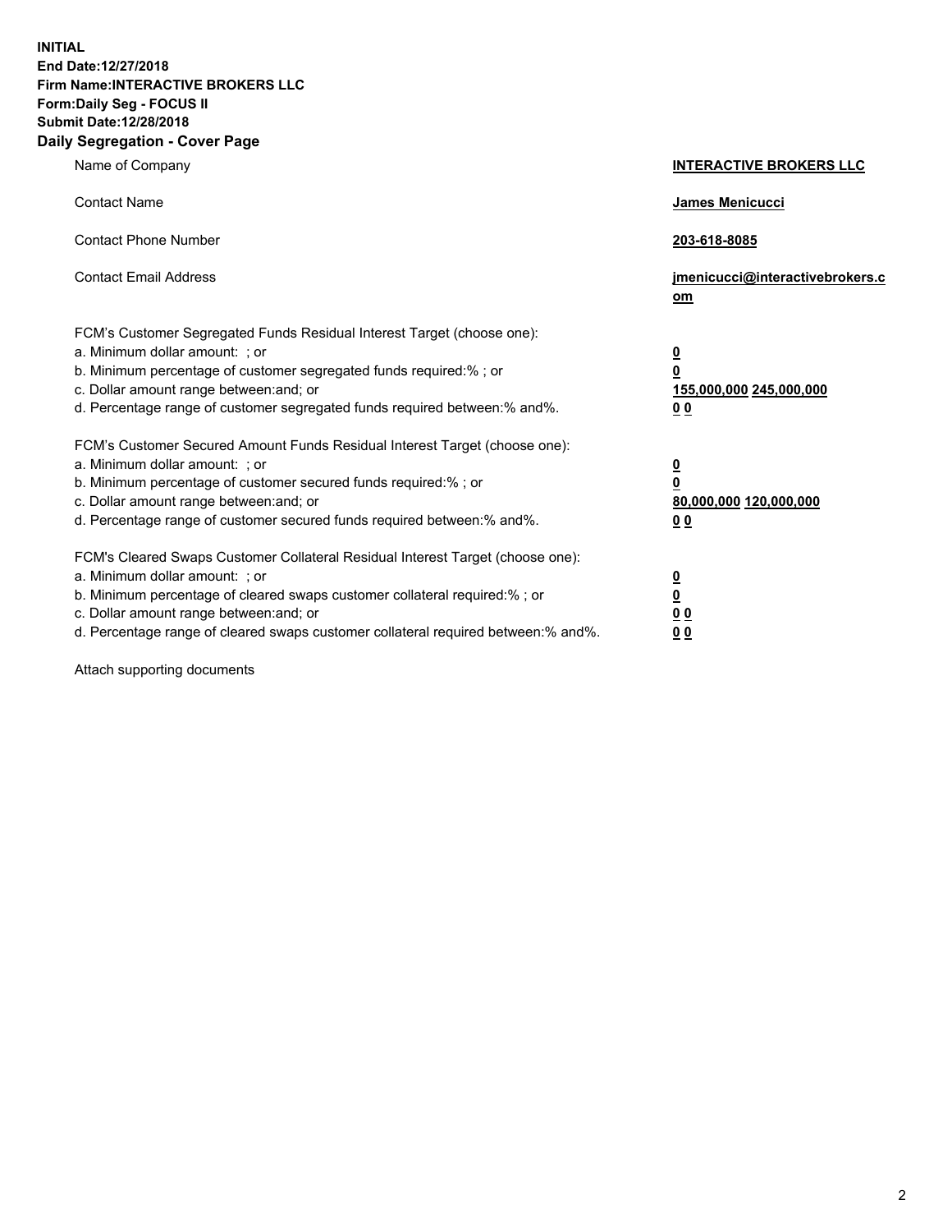**INITIAL**
**End Date:12/27/2018**
**Firm Name:INTERACTIVE BROKERS LLC**
**Form:Daily Seg - FOCUS II**
**Submit Date:12/28/2018**
**Daily Segregation - Cover Page**

| | |
|---|---|
| Name of Company | **INTERACTIVE BROKERS LLC** |
| Contact Name | **James Menicucci** |
| Contact Phone Number | **203-618-8085** |
| Contact Email Address | **jmenicucci@interactivebrokers.com** |
| FCM's Customer Segregated Funds Residual Interest Target (choose one): | |
| a. Minimum dollar amount: ; or | **0** |
| b. Minimum percentage of customer segregated funds required:% ; or | **0** |
| c. Dollar amount range between:and; or | **155,000,000 245,000,000** |
| d. Percentage range of customer segregated funds required between:% and%. | **0 0** |
| FCM's Customer Secured Amount Funds Residual Interest Target (choose one): | |
| a. Minimum dollar amount: ; or | **0** |
| b. Minimum percentage of customer secured funds required:% ; or | **0** |
| c. Dollar amount range between:and; or | **80,000,000 120,000,000** |
| d. Percentage range of customer secured funds required between:% and%. | **0 0** |
| FCM's Cleared Swaps Customer Collateral Residual Interest Target (choose one): | |
| a. Minimum dollar amount: ; or | **0** |
| b. Minimum percentage of cleared swaps customer collateral required:% ; or | **0** |
| c. Dollar amount range between:and; or | **0 0** |
| d. Percentage range of cleared swaps customer collateral required between:% and%. | **0 0** |

Attach supporting documents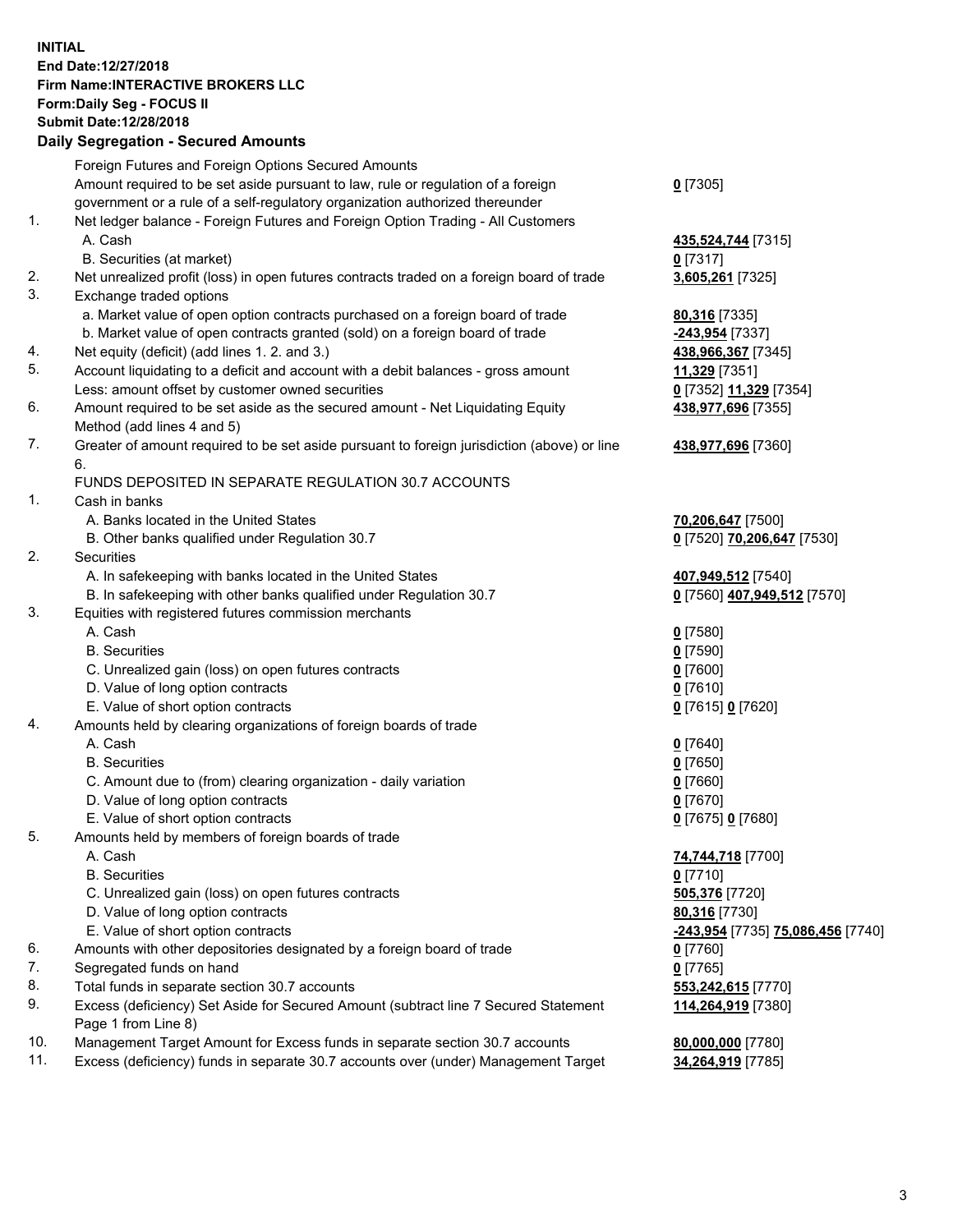**INITIAL**
**End Date:12/27/2018**
**Firm Name:INTERACTIVE BROKERS LLC**
**Form:Daily Seg - FOCUS II**
**Submit Date:12/28/2018**

### Daily Segregation - Secured Amounts

| | | |
|---|---|---|
| | Foreign Futures and Foreign Options Secured Amounts | |
| | Amount required to be set aside pursuant to law, rule or regulation of a foreign government or a rule of a self-regulatory organization authorized thereunder | **0** [7305] |
| 1. | Net ledger balance - Foreign Futures and Foreign Option Trading - All Customers | |
| | A. Cash | **435,524,744** [7315] |
| | B. Securities (at market) | **0** [7317] |
| 2. | Net unrealized profit (loss) in open futures contracts traded on a foreign board of trade | **3,605,261** [7325] |
| 3. | Exchange traded options | |
| | a. Market value of open option contracts purchased on a foreign board of trade | **80,316** [7335] |
| | b. Market value of open contracts granted (sold) on a foreign board of trade | **-243,954** [7337] |
| 4. | Net equity (deficit) (add lines 1. 2. and 3.) | **438,966,367** [7345] |
| 5. | Account liquidating to a deficit and account with a debit balances - gross amount | **11,329** [7351] |
| | Less: amount offset by customer owned securities | **0** [7352] **11,329** [7354] |
| 6. | Amount required to be set aside as the secured amount - Net Liquidating Equity Method (add lines 4 and 5) | **438,977,696** [7355] |
| 7. | Greater of amount required to be set aside pursuant to foreign jurisdiction (above) or line 6. | **438,977,696** [7360] |
| | FUNDS DEPOSITED IN SEPARATE REGULATION 30.7 ACCOUNTS | |
| 1. | Cash in banks | |
| | A. Banks located in the United States | **70,206,647** [7500] |
| | B. Other banks qualified under Regulation 30.7 | **0** [7520] **70,206,647** [7530] |
| 2. | Securities | |
| | A. In safekeeping with banks located in the United States | **407,949,512** [7540] |
| | B. In safekeeping with other banks qualified under Regulation 30.7 | **0** [7560] **407,949,512** [7570] |
| 3. | Equities with registered futures commission merchants | |
| | A. Cash | **0** [7580] |
| | B. Securities | **0** [7590] |
| | C. Unrealized gain (loss) on open futures contracts | **0** [7600] |
| | D. Value of long option contracts | **0** [7610] |
| | E. Value of short option contracts | **0** [7615] **0** [7620] |
| 4. | Amounts held by clearing organizations of foreign boards of trade | |
| | A. Cash | **0** [7640] |
| | B. Securities | **0** [7650] |
| | C. Amount due to (from) clearing organization - daily variation | **0** [7660] |
| | D. Value of long option contracts | **0** [7670] |
| | E. Value of short option contracts | **0** [7675] **0** [7680] |
| 5. | Amounts held by members of foreign boards of trade | |
| | A. Cash | **74,744,718** [7700] |
| | B. Securities | **0** [7710] |
| | C. Unrealized gain (loss) on open futures contracts | **505,376** [7720] |
| | D. Value of long option contracts | **80,316** [7730] |
| | E. Value of short option contracts | **-243,954** [7735] **75,086,456** [7740] |
| 6. | Amounts with other depositories designated by a foreign board of trade | **0** [7760] |
| 7. | Segregated funds on hand | **0** [7765] |
| 8. | Total funds in separate section 30.7 accounts | **553,242,615** [7770] |
| 9. | Excess (deficiency) Set Aside for Secured Amount (subtract line 7 Secured Statement Page 1 from Line 8) | **114,264,919** [7380] |
| 10. | Management Target Amount for Excess funds in separate section 30.7 accounts | **80,000,000** [7780] |
| 11. | Excess (deficiency) funds in separate 30.7 accounts over (under) Management Target | **34,264,919** [7785] |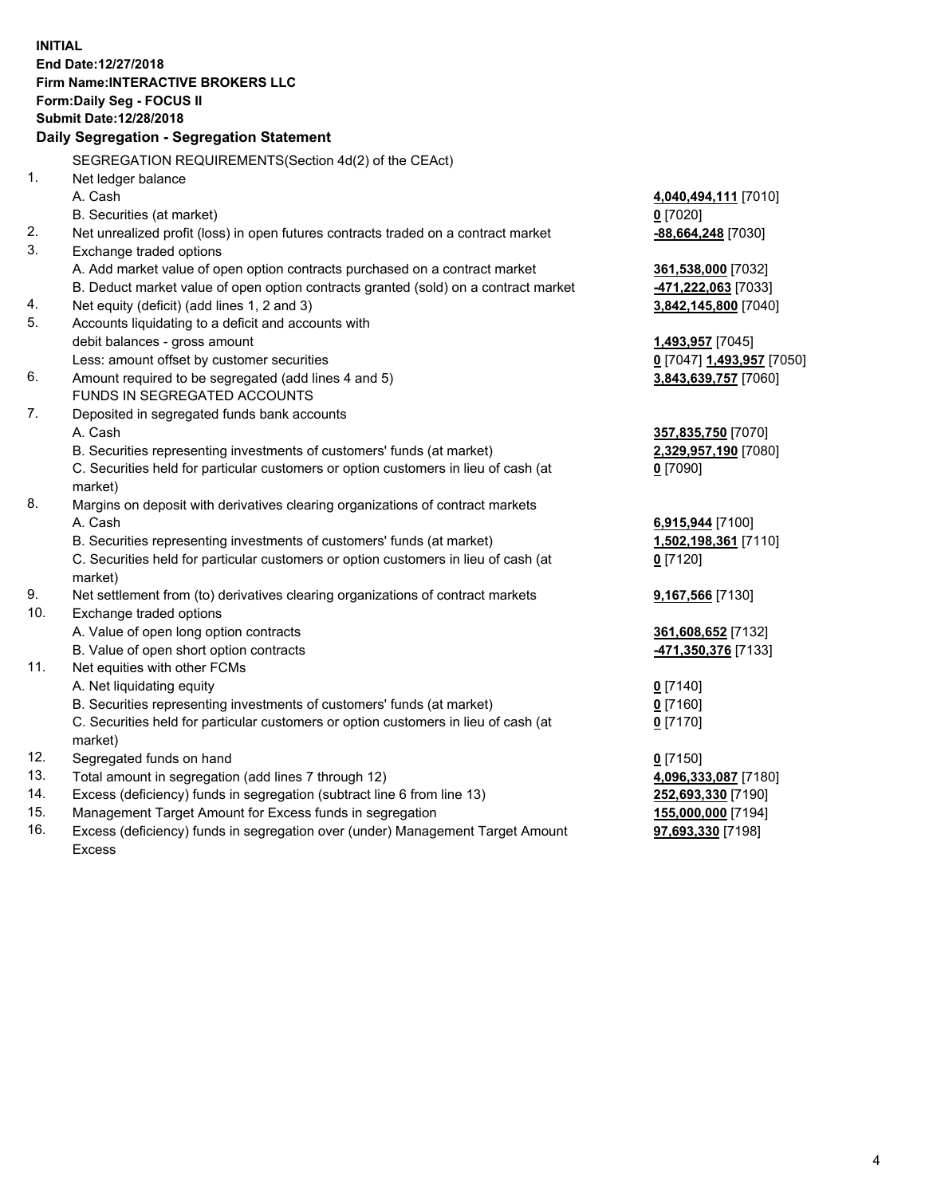**INITIAL**
**End Date:12/27/2018**
**Firm Name:INTERACTIVE BROKERS LLC**
**Form:Daily Seg - FOCUS II**
**Submit Date:12/28/2018**

**Daily Segregation - Segregation Statement**

SEGREGATION REQUIREMENTS(Section 4d(2) of the CEAct)

| | | |
|---|---|---|
| 1. | Net ledger balance | |
| | A. Cash | **4,040,494,111** [7010] |
| | B. Securities (at market) | **0** [7020] |
| 2. | Net unrealized profit (loss) in open futures contracts traded on a contract market | **-88,664,248** [7030] |
| 3. | Exchange traded options | |
| | A. Add market value of open option contracts purchased on a contract market | **361,538,000** [7032] |
| | B. Deduct market value of open option contracts granted (sold) on a contract market | **-471,222,063** [7033] |
| 4. | Net equity (deficit) (add lines 1, 2 and 3) | **3,842,145,800** [7040] |
| 5. | Accounts liquidating to a deficit and accounts with | |
| | debit balances - gross amount | **1,493,957** [7045] |
| | Less: amount offset by customer securities | **0** [7047] **1,493,957** [7050] |
| 6. | Amount required to be segregated (add lines 4 and 5) | **3,843,639,757** [7060] |
| | FUNDS IN SEGREGATED ACCOUNTS | |
| 7. | Deposited in segregated funds bank accounts | |
| | A. Cash | **357,835,750** [7070] |
| | B. Securities representing investments of customers' funds (at market) | **2,329,957,190** [7080] |
| | C. Securities held for particular customers or option customers in lieu of cash (at market) | **0** [7090] |
| 8. | Margins on deposit with derivatives clearing organizations of contract markets | |
| | A. Cash | **6,915,944** [7100] |
| | B. Securities representing investments of customers' funds (at market) | **1,502,198,361** [7110] |
| | C. Securities held for particular customers or option customers in lieu of cash (at market) | **0** [7120] |
| 9. | Net settlement from (to) derivatives clearing organizations of contract markets | **9,167,566** [7130] |
| 10. | Exchange traded options | |
| | A. Value of open long option contracts | **361,608,652** [7132] |
| | B. Value of open short option contracts | **-471,350,376** [7133] |
| 11. | Net equities with other FCMs | |
| | A. Net liquidating equity | **0** [7140] |
| | B. Securities representing investments of customers' funds (at market) | **0** [7160] |
| | C. Securities held for particular customers or option customers in lieu of cash (at market) | **0** [7170] |
| 12. | Segregated funds on hand | **0** [7150] |
| 13. | Total amount in segregation (add lines 7 through 12) | **4,096,333,087** [7180] |
| 14. | Excess (deficiency) funds in segregation (subtract line 6 from line 13) | **252,693,330** [7190] |
| 15. | Management Target Amount for Excess funds in segregation | **155,000,000** [7194] |
| 16. | Excess (deficiency) funds in segregation over (under) Management Target Amount Excess | **97,693,330** [7198] |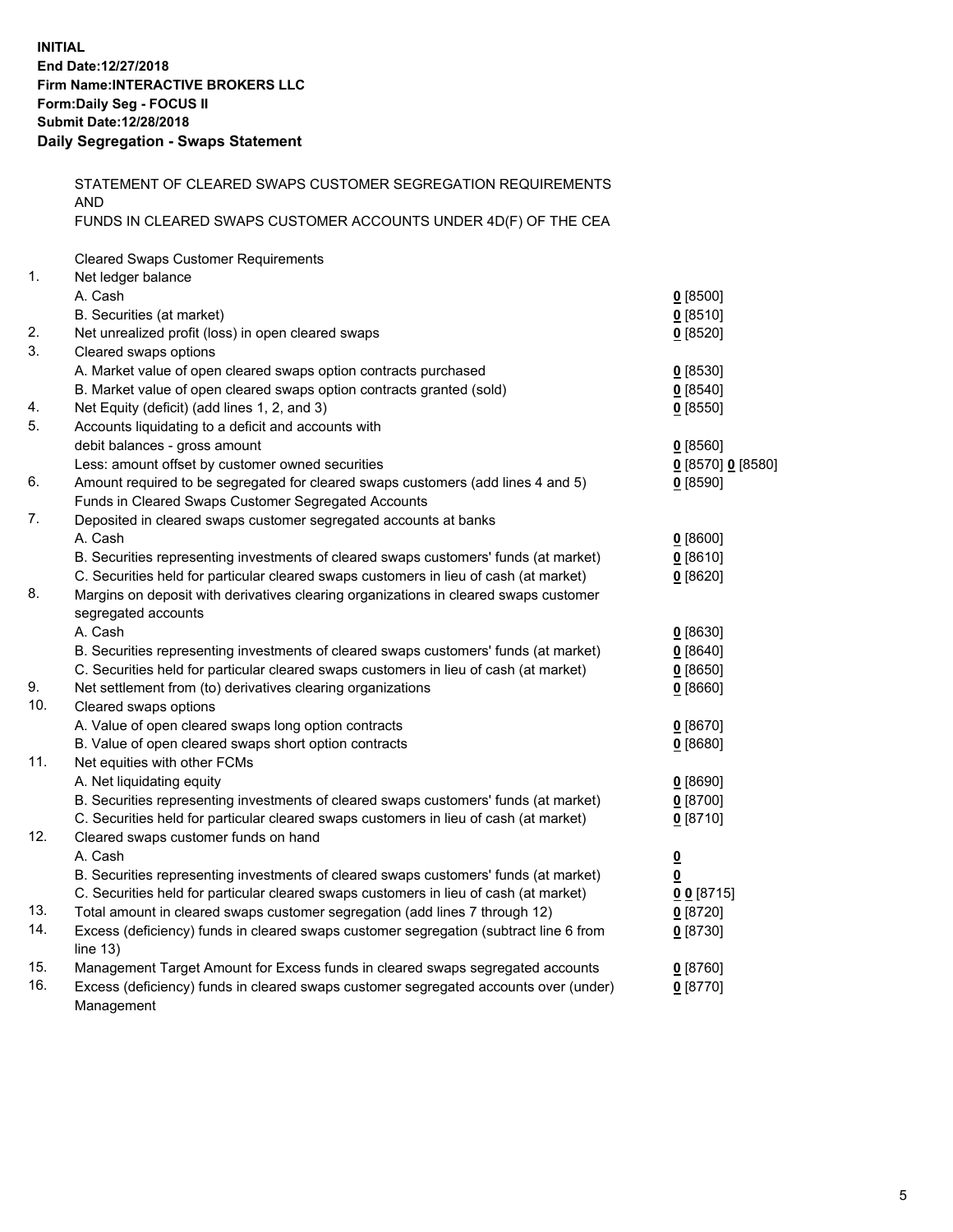**INITIAL**
**End Date:12/27/2018**
**Firm Name:INTERACTIVE BROKERS LLC**
**Form:Daily Seg - FOCUS II**
**Submit Date:12/28/2018**
**Daily Segregation - Swaps Statement**

STATEMENT OF CLEARED SWAPS CUSTOMER SEGREGATION REQUIREMENTS AND FUNDS IN CLEARED SWAPS CUSTOMER ACCOUNTS UNDER 4D(F) OF THE CEA

| | | |
|---|---|---|
| | Cleared Swaps Customer Requirements | |
| 1. | Net ledger balance | |
| | A. Cash | 0 [8500] |
| | B. Securities (at market) | 0 [8510] |
| 2. | Net unrealized profit (loss) in open cleared swaps | 0 [8520] |
| 3. | Cleared swaps options | |
| | A. Market value of open cleared swaps option contracts purchased | 0 [8530] |
| | B. Market value of open cleared swaps option contracts granted (sold) | 0 [8540] |
| 4. | Net Equity (deficit) (add lines 1, 2, and 3) | 0 [8550] |
| 5. | Accounts liquidating to a deficit and accounts with | |
| | debit balances - gross amount | 0 [8560] |
| | Less: amount offset by customer owned securities | 0 [8570] 0 [8580] |
| 6. | Amount required to be segregated for cleared swaps customers (add lines 4 and 5) | 0 [8590] |
| | Funds in Cleared Swaps Customer Segregated Accounts | |
| 7. | Deposited in cleared swaps customer segregated accounts at banks | |
| | A. Cash | 0 [8600] |
| | B. Securities representing investments of cleared swaps customers' funds (at market) | 0 [8610] |
| | C. Securities held for particular cleared swaps customers in lieu of cash (at market) | 0 [8620] |
| 8. | Margins on deposit with derivatives clearing organizations in cleared swaps customer segregated accounts | |
| | A. Cash | 0 [8630] |
| | B. Securities representing investments of cleared swaps customers' funds (at market) | 0 [8640] |
| | C. Securities held for particular cleared swaps customers in lieu of cash (at market) | 0 [8650] |
| 9. | Net settlement from (to) derivatives clearing organizations | 0 [8660] |
| 10. | Cleared swaps options | |
| | A. Value of open cleared swaps long option contracts | 0 [8670] |
| | B. Value of open cleared swaps short option contracts | 0 [8680] |
| 11. | Net equities with other FCMs | |
| | A. Net liquidating equity | 0 [8690] |
| | B. Securities representing investments of cleared swaps customers' funds (at market) | 0 [8700] |
| | C. Securities held for particular cleared swaps customers in lieu of cash (at market) | 0 [8710] |
| 12. | Cleared swaps customer funds on hand | |
| | A. Cash | 0 |
| | B. Securities representing investments of cleared swaps customers' funds (at market) | 0 |
| | C. Securities held for particular cleared swaps customers in lieu of cash (at market) | 0 0 [8715] |
| 13. | Total amount in cleared swaps customer segregation (add lines 7 through 12) | 0 [8720] |
| 14. | Excess (deficiency) funds in cleared swaps customer segregation (subtract line 6 from line 13) | 0 [8730] |
| 15. | Management Target Amount for Excess funds in cleared swaps segregated accounts | 0 [8760] |
| 16. | Excess (deficiency) funds in cleared swaps customer segregated accounts over (under) Management | 0 [8770] |